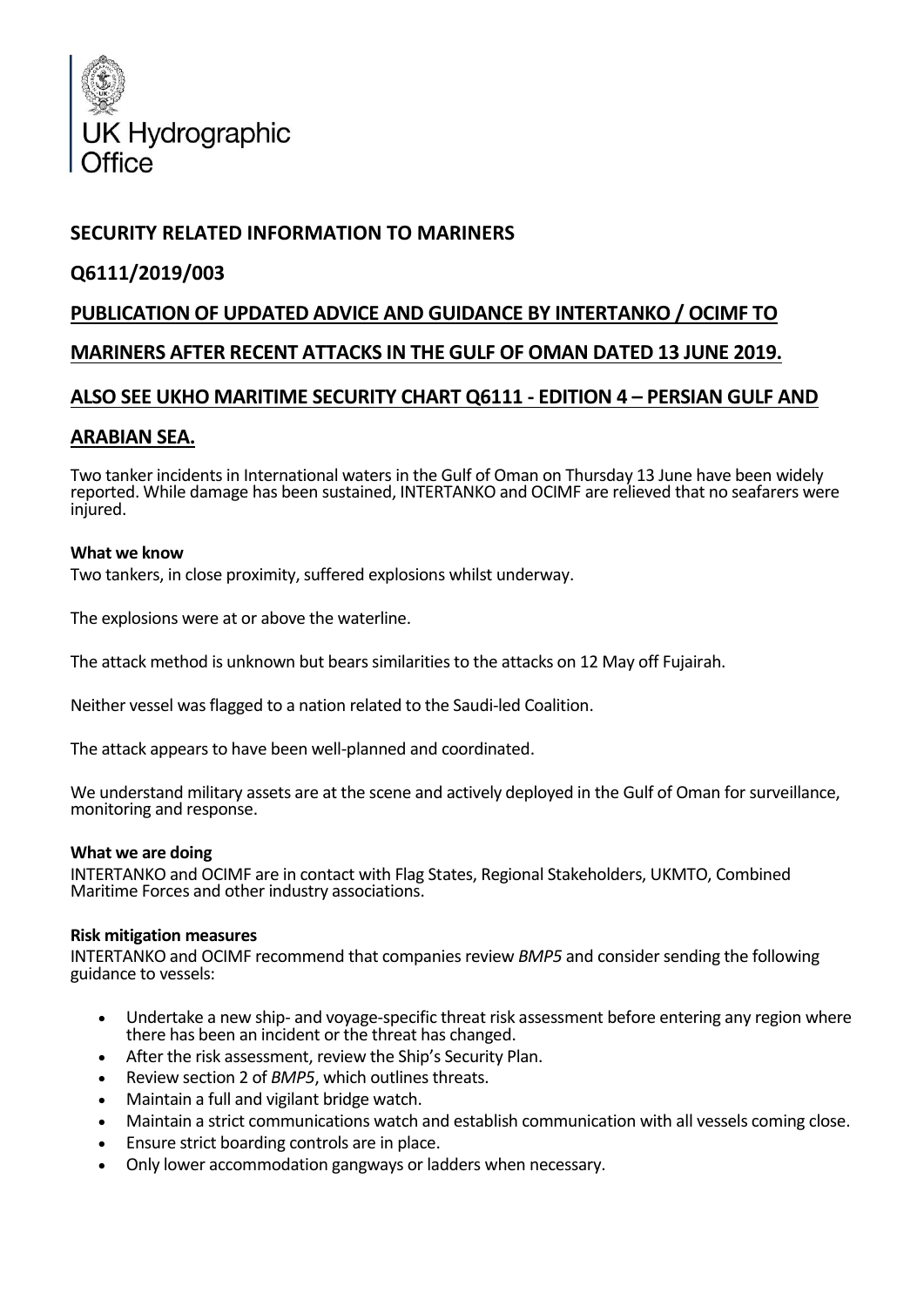UK Hydrographic Office

## SECURITY RELATED INFORMATION TO MARINERS

## Q6111/2019/003

## PUBLICATION OF UPDATED ADVICE AND GUIDANCE BY INTERTANKO / OCIMF TO MARINERS AFTER RECENT ATTACKS IN THE GULF OF OMAN DATED 13 JUNE 2019.

## ALSO SEE UKHO MARITIME SECURITY CHART Q6111 - EDITION 4 – PERSIAN GULF AND ARABIAN SEA.

Two tanker incidents in International waters in the Gulf of Oman on Thursday 13 June have been widely reported. While damage has been sustained, INTERTANKO and OCIMF are relieved that no seafarers were injured.

**What we know**

Two tankers, in close proximity, suffered explosions whilst underway.

The explosions were at or above the waterline.

The attack method is unknown but bears similarities to the attacks on 12 May off Fujairah.

Neither vessel was flagged to a nation related to the Saudi-led Coalition.

The attack appears to have been well-planned and coordinated.

We understand military assets are at the scene and actively deployed in the Gulf of Oman for surveillance, monitoring and response.

**What we are doing**

INTERTANKO and OCIMF are in contact with Flag States, Regional Stakeholders, UKMTO, Combined Maritime Forces and other industry associations.

**Risk mitigation measures**

INTERTANKO and OCIMF recommend that companies review *BMP5* and consider sending the following guidance to vessels:

- Undertake a new ship- and voyage-specific threat risk assessment before entering any region where there has been an incident or the threat has changed.
- After the risk assessment, review the Ship's Security Plan.
- Review section 2 of *BMP5*, which outlines threats.
- Maintain a full and vigilant bridge watch.
- Maintain a strict communications watch and establish communication with all vessels coming close.
- Ensure strict boarding controls are in place.
- Only lower accommodation gangways or ladders when necessary.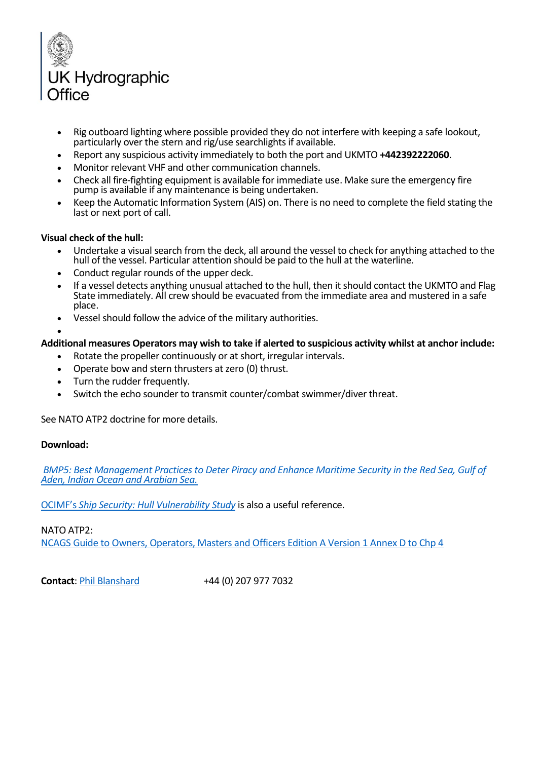UK Hydrographic Office

- Rig outboard lighting where possible provided they do not interfere with keeping a safe lookout, particularly over the stern and rig/use searchlights if available.
- Report any suspicious activity immediately to both the port and UKMTO **+442392222060**.
- Monitor relevant VHF and other communication channels.
- Check all fire-fighting equipment is available for immediate use. Make sure the emergency fire pump is available if any maintenance is being undertaken.
- Keep the Automatic Information System (AIS) on. There is no need to complete the field stating the last or next port of call.

**Visual check of the hull:**

- Undertake a visual search from the deck, all around the vessel to check for anything attached to the hull of the vessel. Particular attention should be paid to the hull at the waterline.
- Conduct regular rounds of the upper deck.
- If a vessel detects anything unusual attached to the hull, then it should contact the UKMTO and Flag State immediately. All crew should be evacuated from the immediate area and mustered in a safe place.
- Vessel should follow the advice of the military authorities.

**Additional measures Operators may wish to take if alerted to suspicious activity whilst at anchor include:**

- Rotate the propeller continuously or at short, irregular intervals.
- Operate bow and stern thrusters at zero (0) thrust.
- Turn the rudder frequently.
- Switch the echo sounder to transmit counter/combat swimmer/diver threat.

See NATO ATP2 doctrine for more details.

**Download:**

*BMP5: Best Management Practices to Deter Piracy and Enhance Maritime Security in the Red Sea, Gulf of Aden, Indian Ocean and Arabian Sea.*

OCIMF's *Ship Security: Hull Vulnerability Study* is also a useful reference.

NATO ATP2:
NCAGS Guide to Owners, Operators, Masters and Officers Edition A Version 1 Annex D to Chp 4

**Contact**: Phil Blanshard +44 (0) 207 977 7032